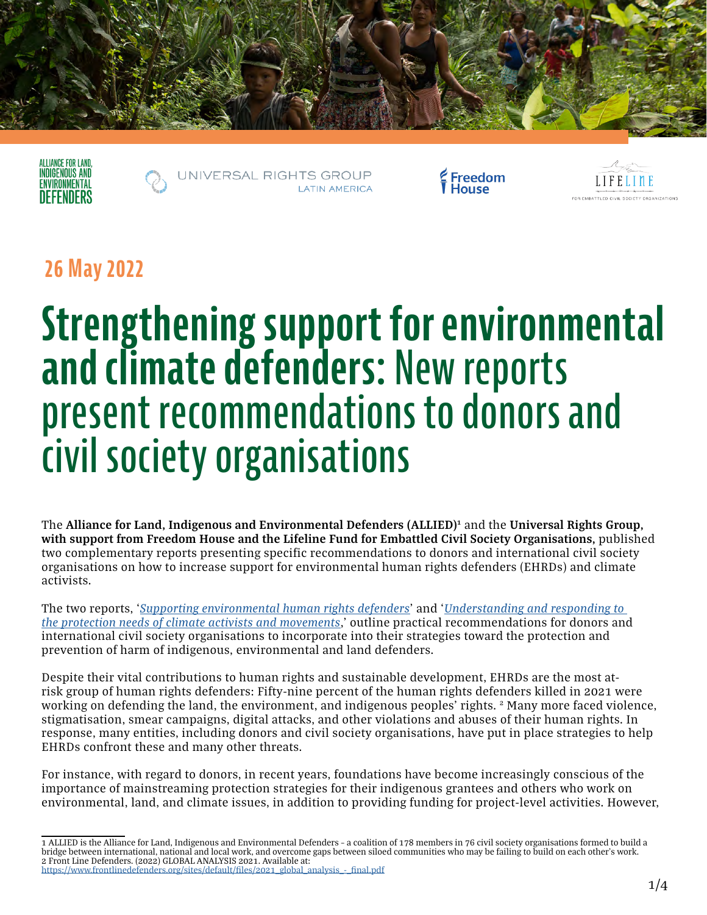ALLIANCE FOR LAND, INDIGENOUS AND ENVIRONMENTAL DEFENDERS

UNIVERSAL RIGHTS GROUP LATIN AMERICA

Freedom House

LIFELINE FOR EMBATTLED CIVIL SOCIETY ORGANIZATIONS

**26 May 2022**

# **Strengthening support for environmental and climate defenders**: New reports present recommendations to donors and civil society organisations

The **Alliance for Land, Indigenous and Environmental Defenders (ALLIED)**[1] and the **Universal Rights Group, with support from Freedom House and the Lifeline Fund for Embattled Civil Society Organisations,** published two complementary reports presenting specific recommendations to donors and international civil society organisations on how to increase support for environmental human rights defenders (EHRDs) and climate activists.

The two reports, '*Supporting environmental human rights defenders*' and '*Understanding and responding to the protection needs of climate activists and movements*,' outline practical recommendations for donors and international civil society organisations to incorporate into their strategies toward the protection and prevention of harm of indigenous, environmental and land defenders.

Despite their vital contributions to human rights and sustainable development, EHRDs are the most at-risk group of human rights defenders: Fifty-nine percent of the human rights defenders killed in 2021 were working on defending the land, the environment, and indigenous peoples' rights. [2] Many more faced violence, stigmatisation, smear campaigns, digital attacks, and other violations and abuses of their human rights. In response, many entities, including donors and civil society organisations, have put in place strategies to help EHRDs confront these and many other threats.

For instance, with regard to donors, in recent years, foundations have become increasingly conscious of the importance of mainstreaming protection strategies for their indigenous grantees and others who work on environmental, land, and climate issues, in addition to providing funding for project-level activities. However,

---

1 ALLIED is the Alliance for Land, Indigenous and Environmental Defenders – a coalition of 178 members in 76 civil society organisations formed to build a bridge between international, national and local work, and overcome gaps between siloed communities who may be failing to build on each other's work.
2 Front Line Defenders. (2022) GLOBAL ANALYSIS 2021. Available at: https://www.frontlinedefenders.org/sites/default/files/2021_global_analysis_-_final.pdf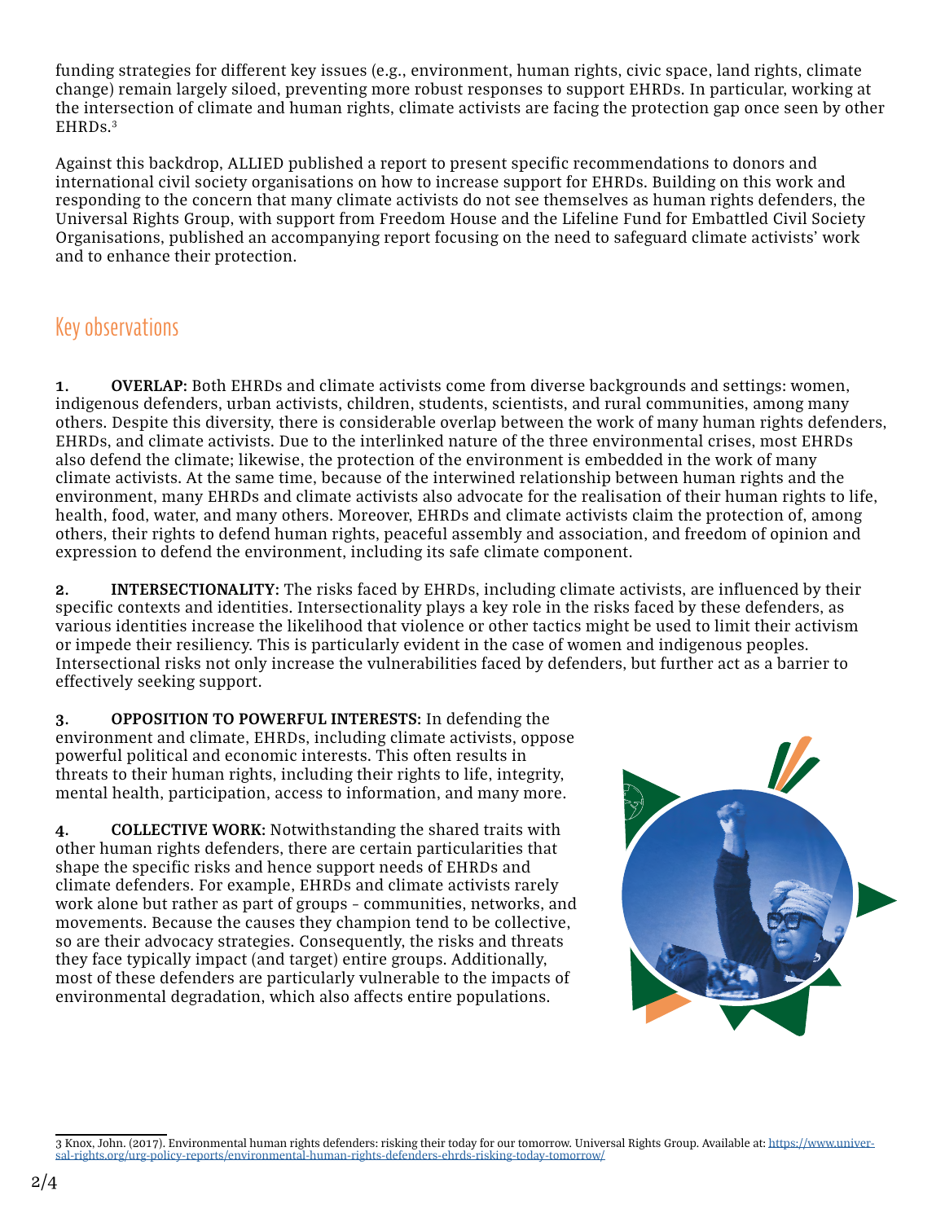funding strategies for different key issues (e.g., environment, human rights, civic space, land rights, climate change) remain largely siloed, preventing more robust responses to support EHRDs. In particular, working at the intersection of climate and human rights, climate activists are facing the protection gap once seen by other EHRDs.[3]

Against this backdrop, ALLIED published a report to present specific recommendations to donors and international civil society organisations on how to increase support for EHRDs. Building on this work and responding to the concern that many climate activists do not see themselves as human rights defenders, the Universal Rights Group, with support from Freedom House and the Lifeline Fund for Embattled Civil Society Organisations, published an accompanying report focusing on the need to safeguard climate activists' work and to enhance their protection.

## Key observations

**1. OVERLAP:** Both EHRDs and climate activists come from diverse backgrounds and settings: women, indigenous defenders, urban activists, children, students, scientists, and rural communities, among many others. Despite this diversity, there is considerable overlap between the work of many human rights defenders, EHRDs, and climate activists. Due to the interlinked nature of the three environmental crises, most EHRDs also defend the climate; likewise, the protection of the environment is embedded in the work of many climate activists. At the same time, because of the interwined relationship between human rights and the environment, many EHRDs and climate activists also advocate for the realisation of their human rights to life, health, food, water, and many others. Moreover, EHRDs and climate activists claim the protection of, among others, their rights to defend human rights, peaceful assembly and association, and freedom of opinion and expression to defend the environment, including its safe climate component.

**2. INTERSECTIONALITY:** The risks faced by EHRDs, including climate activists, are influenced by their specific contexts and identities. Intersectionality plays a key role in the risks faced by these defenders, as various identities increase the likelihood that violence or other tactics might be used to limit their activism or impede their resiliency. This is particularly evident in the case of women and indigenous peoples. Intersectional risks not only increase the vulnerabilities faced by defenders, but further act as a barrier to effectively seeking support.

**3. OPPOSITION TO POWERFUL INTERESTS:** In defending the environment and climate, EHRDs, including climate activists, oppose powerful political and economic interests. This often results in threats to their human rights, including their rights to life, integrity, mental health, participation, access to information, and many more.

**4. COLLECTIVE WORK:** Notwithstanding the shared traits with other human rights defenders, there are certain particularities that shape the specific risks and hence support needs of EHRDs and climate defenders. For example, EHRDs and climate activists rarely work alone but rather as part of groups – communities, networks, and movements. Because the causes they champion tend to be collective, so are their advocacy strategies. Consequently, the risks and threats they face typically impact (and target) entire groups. Additionally, most of these defenders are particularly vulnerable to the impacts of environmental degradation, which also affects entire populations.

---

3 Knox, John. (2017). Environmental human rights defenders: risking their today for our tomorrow. Universal Rights Group. Available at: https://www.universal-rights.org/urg-policy-reports/environmental-human-rights-defenders-ehrds-risking-today-tomorrow/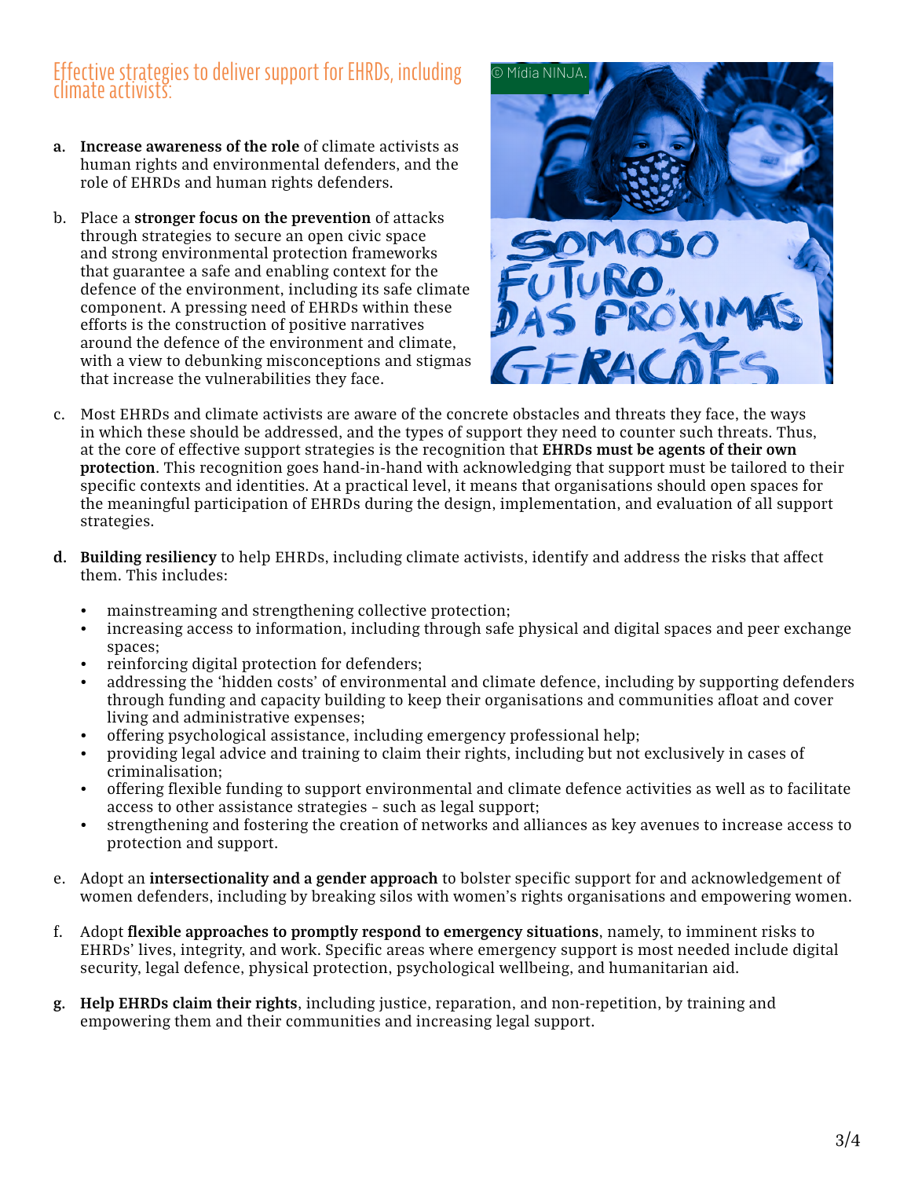## Effective strategies to deliver support for EHRDs, including climate activists:

a. **Increase awareness of the role** of climate activists as human rights and environmental defenders, and the role of EHRDs and human rights defenders.

b. Place a **stronger focus on the prevention** of attacks through strategies to secure an open civic space and strong environmental protection frameworks that guarantee a safe and enabling context for the defence of the environment, including its safe climate component. A pressing need of EHRDs within these efforts is the construction of positive narratives around the defence of the environment and climate, with a view to debunking misconceptions and stigmas that increase the vulnerabilities they face.

c. Most EHRDs and climate activists are aware of the concrete obstacles and threats they face, the ways in which these should be addressed, and the types of support they need to counter such threats. Thus, at the core of effective support strategies is the recognition that **EHRDs must be agents of their own protection**. This recognition goes hand-in-hand with acknowledging that support must be tailored to their specific contexts and identities. At a practical level, it means that organisations should open spaces for the meaningful participation of EHRDs during the design, implementation, and evaluation of all support strategies.

d. **Building resiliency** to help EHRDs, including climate activists, identify and address the risks that affect them. This includes:
   - mainstreaming and strengthening collective protection;
   - increasing access to information, including through safe physical and digital spaces and peer exchange spaces;
   - reinforcing digital protection for defenders;
   - addressing the 'hidden costs' of environmental and climate defence, including by supporting defenders through funding and capacity building to keep their organisations and communities afloat and cover living and administrative expenses;
   - offering psychological assistance, including emergency professional help;
   - providing legal advice and training to claim their rights, including but not exclusively in cases of criminalisation;
   - offering flexible funding to support environmental and climate defence activities as well as to facilitate access to other assistance strategies – such as legal support;
   - strengthening and fostering the creation of networks and alliances as key avenues to increase access to protection and support.

e. Adopt an **intersectionality and a gender approach** to bolster specific support for and acknowledgement of women defenders, including by breaking silos with women's rights organisations and empowering women.

f. Adopt **flexible approaches to promptly respond to emergency situations**, namely, to imminent risks to EHRDs' lives, integrity, and work. Specific areas where emergency support is most needed include digital security, legal defence, physical protection, psychological wellbeing, and humanitarian aid.

g. **Help EHRDs claim their rights**, including justice, reparation, and non-repetition, by training and empowering them and their communities and increasing legal support.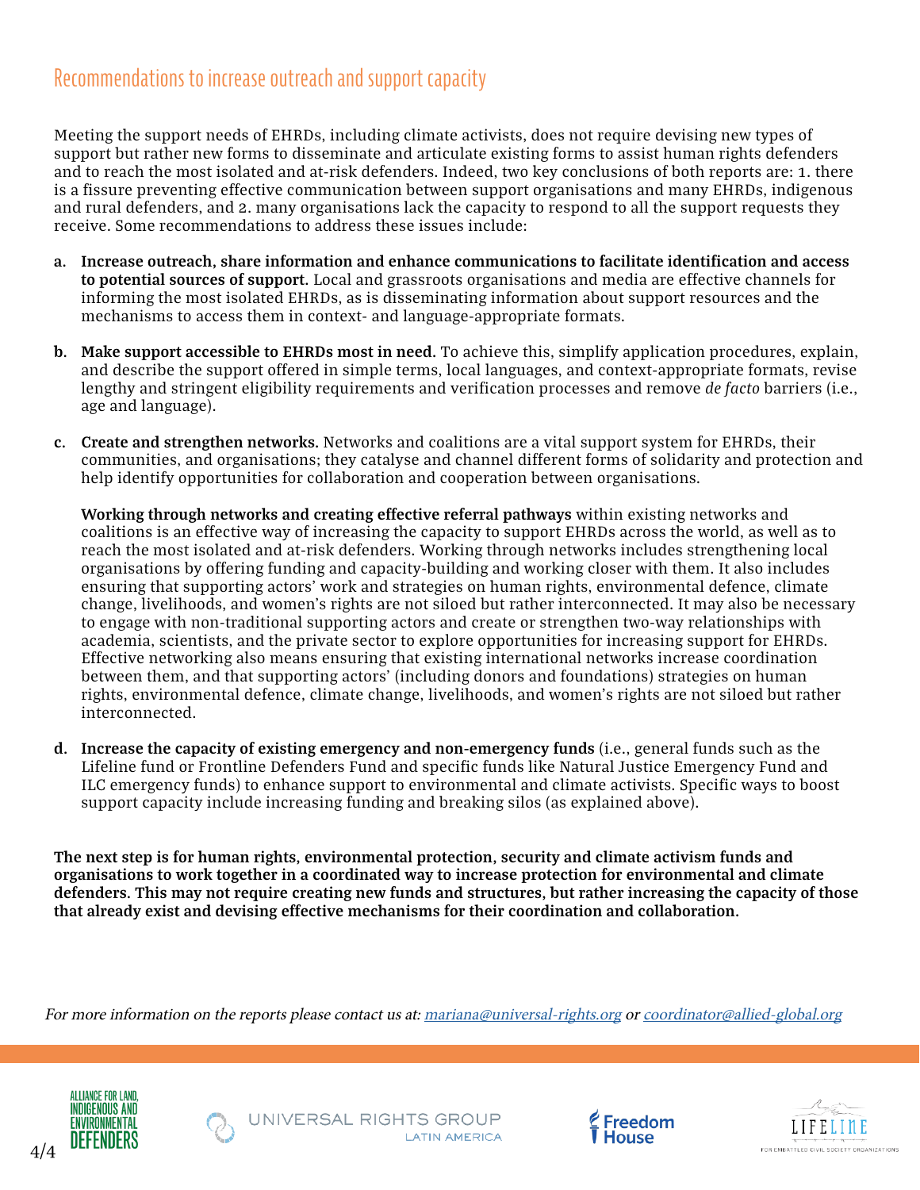## Recommendations to increase outreach and support capacity

Meeting the support needs of EHRDs, including climate activists, does not require devising new types of support but rather new forms to disseminate and articulate existing forms to assist human rights defenders and to reach the most isolated and at-risk defenders. Indeed, two key conclusions of both reports are: 1. there is a fissure preventing effective communication between support organisations and many EHRDs, indigenous and rural defenders, and 2. many organisations lack the capacity to respond to all the support requests they receive. Some recommendations to address these issues include:

a. **Increase outreach, share information and enhance communications to facilitate identification and access to potential sources of support.** Local and grassroots organisations and media are effective channels for informing the most isolated EHRDs, as is disseminating information about support resources and the mechanisms to access them in context- and language-appropriate formats.

b. **Make support accessible to EHRDs most in need.** To achieve this, simplify application procedures, explain, and describe the support offered in simple terms, local languages, and context-appropriate formats, revise lengthy and stringent eligibility requirements and verification processes and remove *de facto* barriers (i.e., age and language).

c. **Create and strengthen networks.** Networks and coalitions are a vital support system for EHRDs, their communities, and organisations; they catalyse and channel different forms of solidarity and protection and help identify opportunities for collaboration and cooperation between organisations.

   **Working through networks and creating effective referral pathways** within existing networks and coalitions is an effective way of increasing the capacity to support EHRDs across the world, as well as to reach the most isolated and at-risk defenders. Working through networks includes strengthening local organisations by offering funding and capacity-building and working closer with them. It also includes ensuring that supporting actors' work and strategies on human rights, environmental defence, climate change, livelihoods, and women's rights are not siloed but rather interconnected. It may also be necessary to engage with non-traditional supporting actors and create or strengthen two-way relationships with academia, scientists, and the private sector to explore opportunities for increasing support for EHRDs. Effective networking also means ensuring that existing international networks increase coordination between them, and that supporting actors' (including donors and foundations) strategies on human rights, environmental defence, climate change, livelihoods, and women's rights are not siloed but rather interconnected.

d. **Increase the capacity of existing emergency and non-emergency funds** (i.e., general funds such as the Lifeline fund or Frontline Defenders Fund and specific funds like Natural Justice Emergency Fund and ILC emergency funds) to enhance support to environmental and climate activists. Specific ways to boost support capacity include increasing funding and breaking silos (as explained above).

**The next step is for human rights, environmental protection, security and climate activism funds and organisations to work together in a coordinated way to increase protection for environmental and climate defenders. This may not require creating new funds and structures, but rather increasing the capacity of those that already exist and devising effective mechanisms for their coordination and collaboration.**

*For more information on the reports please contact us at: mariana@universal-rights.org or coordinator@allied-global.org*

ALLIANCE FOR LAND, INDIGENOUS AND ENVIRONMENTAL DEFENDERS

UNIVERSAL RIGHTS GROUP LATIN AMERICA

Freedom House

LIFELINE FOR EMBATTLED CIVIL SOCIETY ORGANIZATIONS